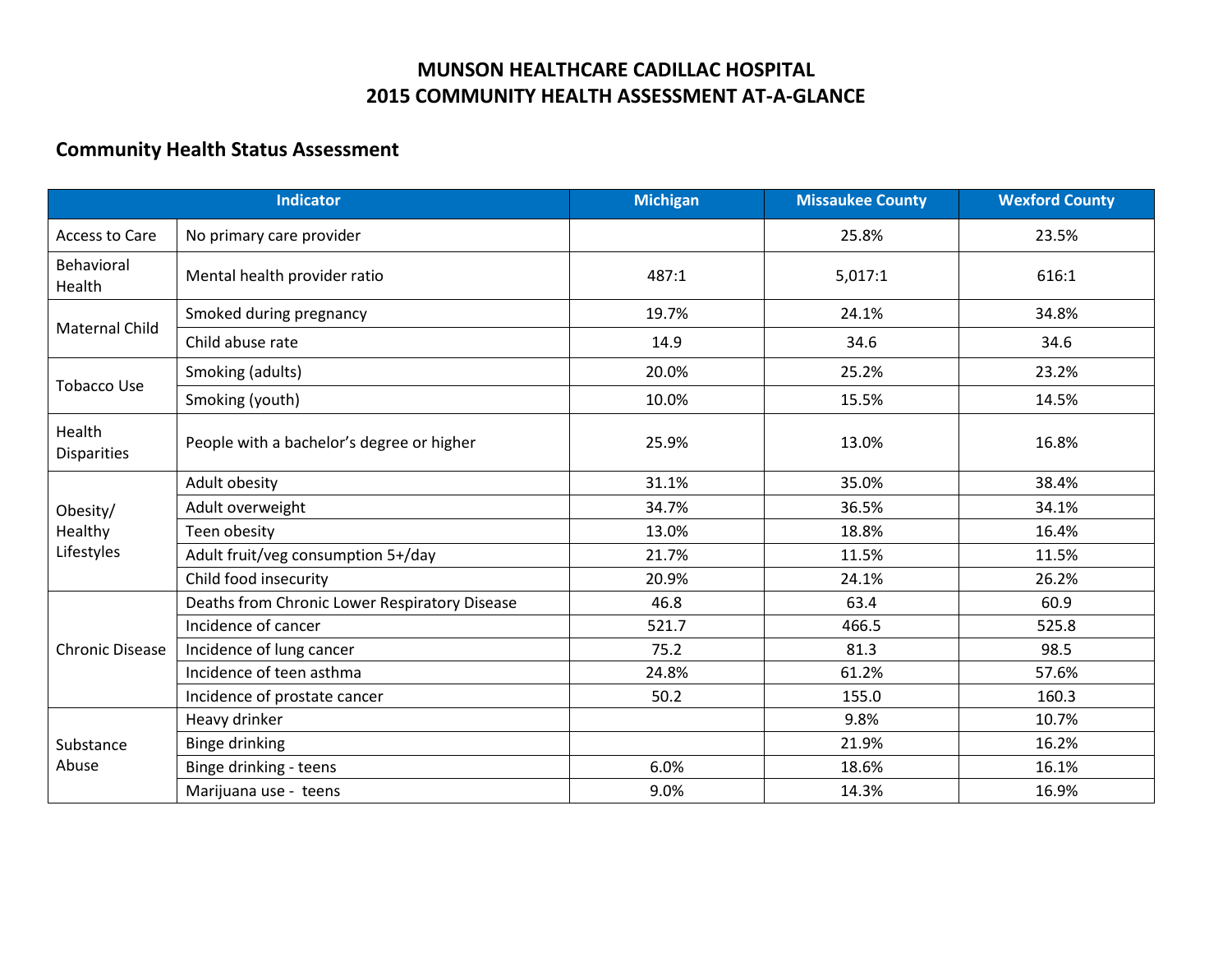# MUNSON HEALTHCARE CADILLAC HOSPITAL
# 2015 COMMUNITY HEALTH ASSESSMENT AT-A-GLANCE

## Community Health Status Assessment

| Indicator | | Michigan | Missaukee County | Wexford County |
|---|---|---|---|---|
| Access to Care | No primary care provider | | 25.8% | 23.5% |
| Behavioral Health | Mental health provider ratio | 487:1 | 5,017:1 | 616:1 |
| Maternal Child | Smoked during pregnancy | 19.7% | 24.1% | 34.8% |
| | Child abuse rate | 14.9 | 34.6 | 34.6 |
| Tobacco Use | Smoking (adults) | 20.0% | 25.2% | 23.2% |
| | Smoking (youth) | 10.0% | 15.5% | 14.5% |
| Health Disparities | People with a bachelor's degree or higher | 25.9% | 13.0% | 16.8% |
| Obesity/ Healthy Lifestyles | Adult obesity | 31.1% | 35.0% | 38.4% |
| | Adult overweight | 34.7% | 36.5% | 34.1% |
| | Teen obesity | 13.0% | 18.8% | 16.4% |
| | Adult fruit/veg consumption 5+/day | 21.7% | 11.5% | 11.5% |
| | Child food insecurity | 20.9% | 24.1% | 26.2% |
| Chronic Disease | Deaths from Chronic Lower Respiratory Disease | 46.8 | 63.4 | 60.9 |
| | Incidence of cancer | 521.7 | 466.5 | 525.8 |
| | Incidence of lung cancer | 75.2 | 81.3 | 98.5 |
| | Incidence of teen asthma | 24.8% | 61.2% | 57.6% |
| | Incidence of prostate cancer | 50.2 | 155.0 | 160.3 |
| Substance Abuse | Heavy drinker | | 9.8% | 10.7% |
| | Binge drinking | | 21.9% | 16.2% |
| | Binge drinking - teens | 6.0% | 18.6% | 16.1% |
| | Marijuana use - teens | 9.0% | 14.3% | 16.9% |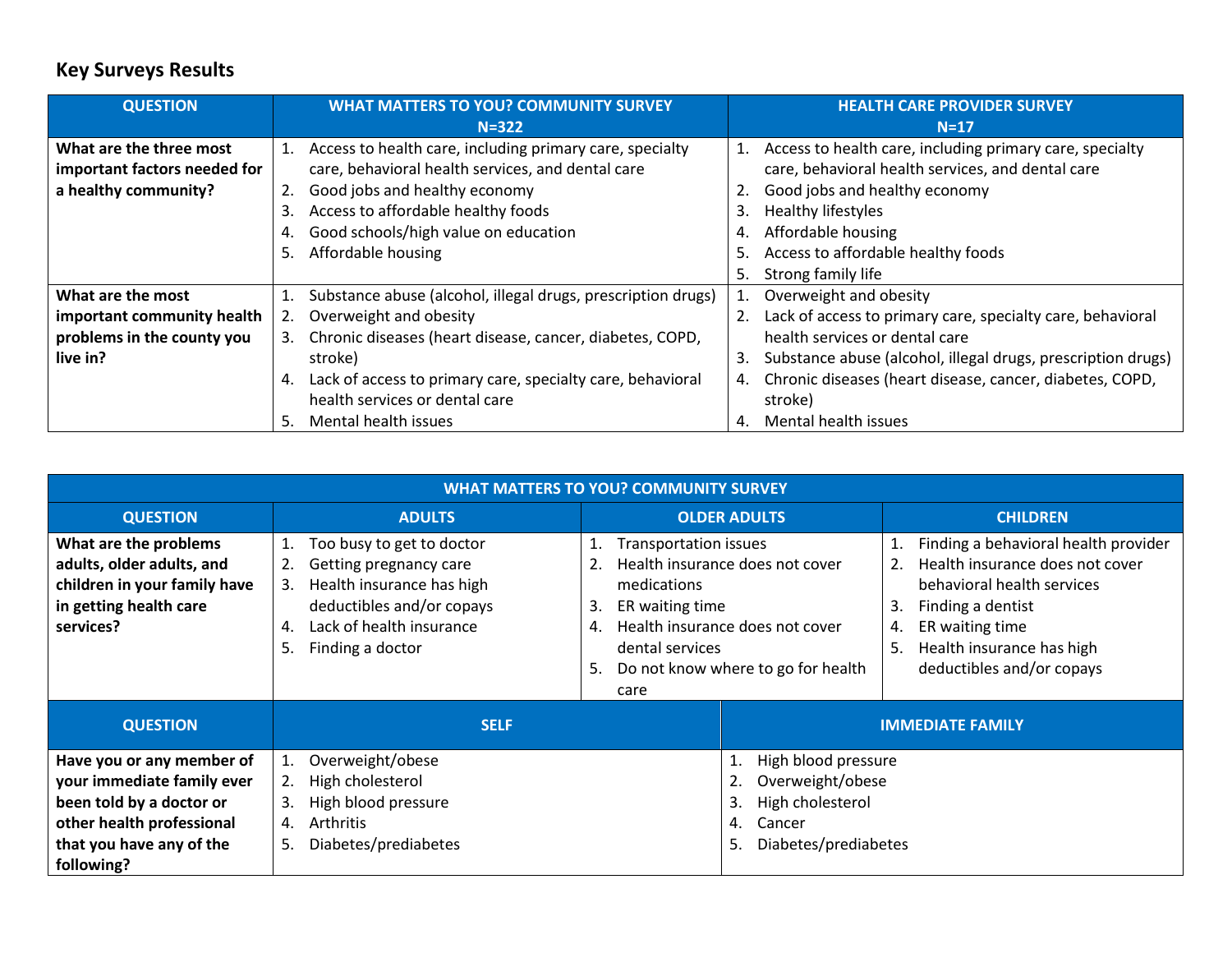## Key Surveys Results

| QUESTION | WHAT MATTERS TO YOU? COMMUNITY SURVEY N=322 | HEALTH CARE PROVIDER SURVEY N=17 |
|---|---|---|
| **What are the three most important factors needed for a healthy community?** | 1. Access to health care, including primary care, specialty care, behavioral health services, and dental care<br>2. Good jobs and healthy economy<br>3. Access to affordable healthy foods<br>4. Good schools/high value on education<br>5. Affordable housing | 1. Access to health care, including primary care, specialty care, behavioral health services, and dental care<br>2. Good jobs and healthy economy<br>3. Healthy lifestyles<br>4. Affordable housing<br>5. Access to affordable healthy foods<br>5. Strong family life |
| **What are the most important community health problems in the county you live in?** | 1. Substance abuse (alcohol, illegal drugs, prescription drugs)<br>2. Overweight and obesity<br>3. Chronic diseases (heart disease, cancer, diabetes, COPD, stroke)<br>4. Lack of access to primary care, specialty care, behavioral health services or dental care<br>5. Mental health issues | 1. Overweight and obesity<br>2. Lack of access to primary care, specialty care, behavioral health services or dental care<br>3. Substance abuse (alcohol, illegal drugs, prescription drugs)<br>4. Chronic diseases (heart disease, cancer, diabetes, COPD, stroke)<br>4. Mental health issues |

| WHAT MATTERS TO YOU? COMMUNITY SURVEY | | | |
|---|---|---|---|
| **QUESTION** | **ADULTS** | **OLDER ADULTS** | **CHILDREN** |
| **What are the problems adults, older adults, and children in your family have in getting health care services?** | 1. Too busy to get to doctor<br>2. Getting pregnancy care<br>3. Health insurance has high deductibles and/or copays<br>4. Lack of health insurance<br>5. Finding a doctor | 1. Transportation issues<br>2. Health insurance does not cover medications<br>3. ER waiting time<br>4. Health insurance does not cover dental services<br>5. Do not know where to go for health care | 1. Finding a behavioral health provider<br>2. Health insurance does not cover behavioral health services<br>3. Finding a dentist<br>4. ER waiting time<br>5. Health insurance has high deductibles and/or copays |

| QUESTION | SELF | IMMEDIATE FAMILY |
|---|---|---|
| **Have you or any member of your immediate family ever been told by a doctor or other health professional that you have any of the following?** | 1. Overweight/obese<br>2. High cholesterol<br>3. High blood pressure<br>4. Arthritis<br>5. Diabetes/prediabetes | 1. High blood pressure<br>2. Overweight/obese<br>3. High cholesterol<br>4. Cancer<br>5. Diabetes/prediabetes |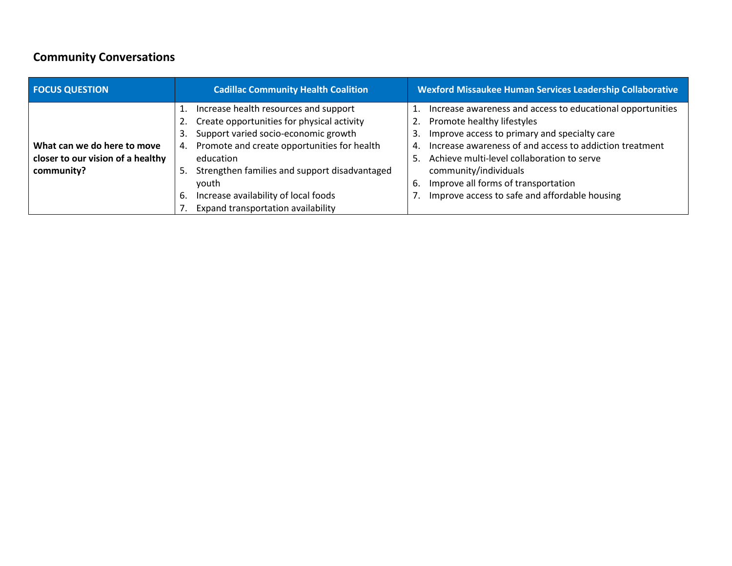## Community Conversations

| FOCUS QUESTION | Cadillac Community Health Coalition | Wexford Missaukee Human Services Leadership Collaborative |
| --- | --- | --- |
| **What can we do here to move closer to our vision of a healthy community?** | 1. Increase health resources and support<br>2. Create opportunities for physical activity<br>3. Support varied socio-economic growth<br>4. Promote and create opportunities for health education<br>5. Strengthen families and support disadvantaged youth<br>6. Increase availability of local foods<br>7. Expand transportation availability | 1. Increase awareness and access to educational opportunities<br>2. Promote healthy lifestyles<br>3. Improve access to primary and specialty care<br>4. Increase awareness of and access to addiction treatment<br>5. Achieve multi-level collaboration to serve community/individuals<br>6. Improve all forms of transportation<br>7. Improve access to safe and affordable housing |